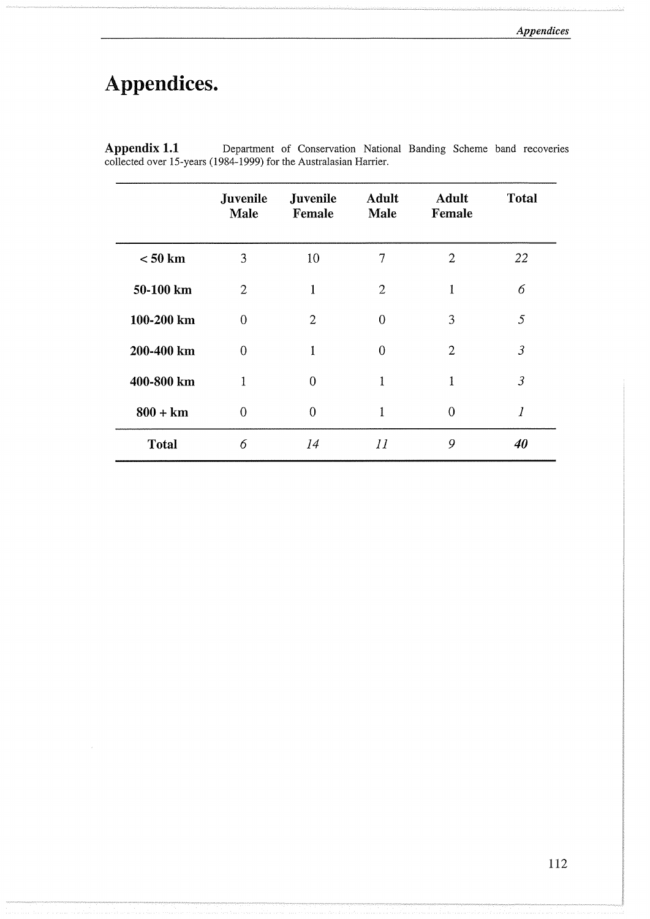# Appendices.

**Appendix 1.1** Department of Conservation National Banding Scheme band recoveries collected over 15-years (1984-1999) for the Australasian Harrier.

| | Juvenile Male | Juvenile Female | Adult Male | Adult Female | Total |
|---|---|---|---|---|---|
| **< 50 km** | 3 | 10 | 7 | 2 | *22* |
| **50-100 km** | 2 | 1 | 2 | 1 | *6* |
| **100-200 km** | 0 | 2 | 0 | 3 | *5* |
| **200-400 km** | 0 | 1 | 0 | 2 | *3* |
| **400-800 km** | 1 | 0 | 1 | 1 | *3* |
| **800 + km** | 0 | 0 | 1 | 0 | *1* |
| **Total** | *6* | *14* | *11* | *9* | ***40*** |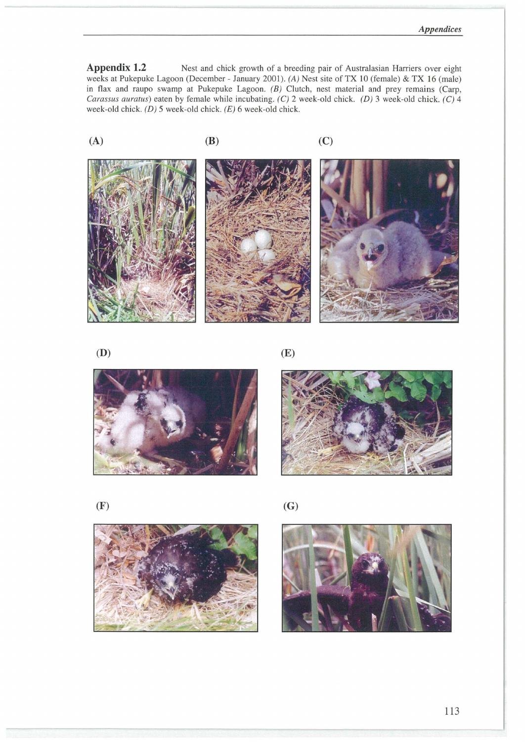**Appendix 1.2** Nest and chick growth of a breeding pair of Australasian Harriers over eight weeks at Pukepuke Lagoon (December - January 2001). *(A)* Nest site of TX 10 (female) & TX 16 (male) in flax and raupo swamp at Pukepuke Lagoon. *(B)* Clutch, nest material and prey remains (Carp, *Carassus auratus*) eaten by female while incubating. *(C)* 2 week-old chick. *(D)* 3 week-old chick. *(C)* 4 week-old chick. *(D)* 5 week-old chick. *(E)* 6 week-old chick.

(A)

(B)

(C)

(D)

(E)

(F)

(G)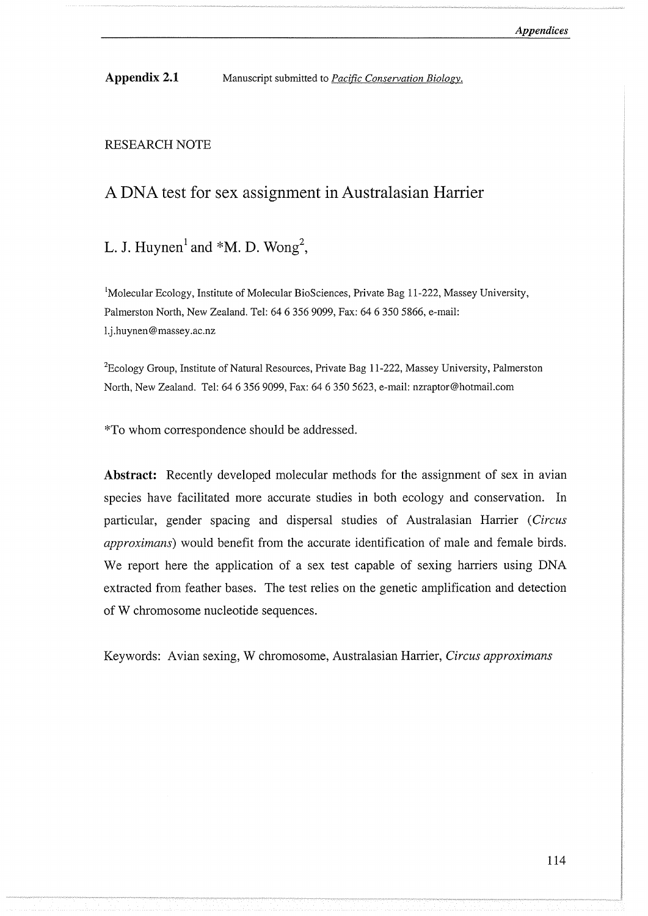**Appendix 2.1** Manuscript submitted to *Pacific Conservation Biology.*

RESEARCH NOTE

# A DNA test for sex assignment in Australasian Harrier

L. J. Huynen[1] and *M. D. Wong[2],

[1]Molecular Ecology, Institute of Molecular BioSciences, Private Bag 11-222, Massey University, Palmerston North, New Zealand. Tel: 64 6 356 9099, Fax: 64 6 350 5866, e-mail: l.j.huynen@massey.ac.nz

[2]Ecology Group, Institute of Natural Resources, Private Bag 11-222, Massey University, Palmerston North, New Zealand. Tel: 64 6 356 9099, Fax: 64 6 350 5623, e-mail: nzraptor@hotmail.com

*To whom correspondence should be addressed.

**Abstract:** Recently developed molecular methods for the assignment of sex in avian species have facilitated more accurate studies in both ecology and conservation. In particular, gender spacing and dispersal studies of Australasian Harrier (*Circus approximans*) would benefit from the accurate identification of male and female birds. We report here the application of a sex test capable of sexing harriers using DNA extracted from feather bases. The test relies on the genetic amplification and detection of W chromosome nucleotide sequences.

Keywords: Avian sexing, W chromosome, Australasian Harrier, *Circus approximans*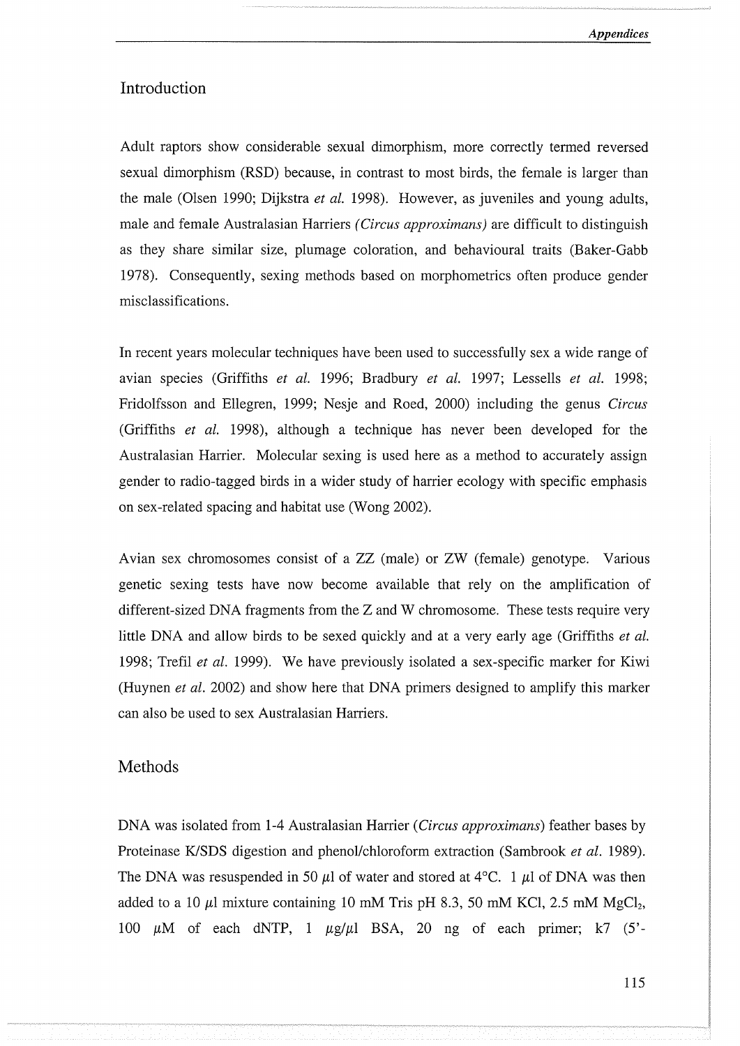## Introduction

Adult raptors show considerable sexual dimorphism, more correctly termed reversed sexual dimorphism (RSD) because, in contrast to most birds, the female is larger than the male (Olsen 1990; Dijkstra *et al.* 1998). However, as juveniles and young adults, male and female Australasian Harriers *(Circus approximans)* are difficult to distinguish as they share similar size, plumage coloration, and behavioural traits (Baker-Gabb 1978). Consequently, sexing methods based on morphometrics often produce gender misclassifications.

In recent years molecular techniques have been used to successfully sex a wide range of avian species (Griffiths *et al.* 1996; Bradbury *et al.* 1997; Lessells *et al.* 1998; Fridolfsson and Ellegren, 1999; Nesje and Roed, 2000) including the genus *Circus* (Griffiths *et al.* 1998), although a technique has never been developed for the Australasian Harrier. Molecular sexing is used here as a method to accurately assign gender to radio-tagged birds in a wider study of harrier ecology with specific emphasis on sex-related spacing and habitat use (Wong 2002).

Avian sex chromosomes consist of a ZZ (male) or ZW (female) genotype. Various genetic sexing tests have now become available that rely on the amplification of different-sized DNA fragments from the Z and W chromosome. These tests require very little DNA and allow birds to be sexed quickly and at a very early age (Griffiths *et al.* 1998; Trefil *et al.* 1999). We have previously isolated a sex-specific marker for Kiwi (Huynen *et al.* 2002) and show here that DNA primers designed to amplify this marker can also be used to sex Australasian Harriers.

## Methods

DNA was isolated from 1-4 Australasian Harrier (*Circus approximans*) feather bases by Proteinase K/SDS digestion and phenol/chloroform extraction (Sambrook *et al.* 1989). The DNA was resuspended in 50 $\mu$l of water and stored at 4°C. 1 $\mu$l of DNA was then added to a 10 $\mu$l mixture containing 10 mM Tris pH 8.3, 50 mM KCl, 2.5 mM $MgCl_2$, 100 $\mu$M of each dNTP, 1 $\mu$g/$\mu$l BSA, 20 ng of each primer; k7 (5'-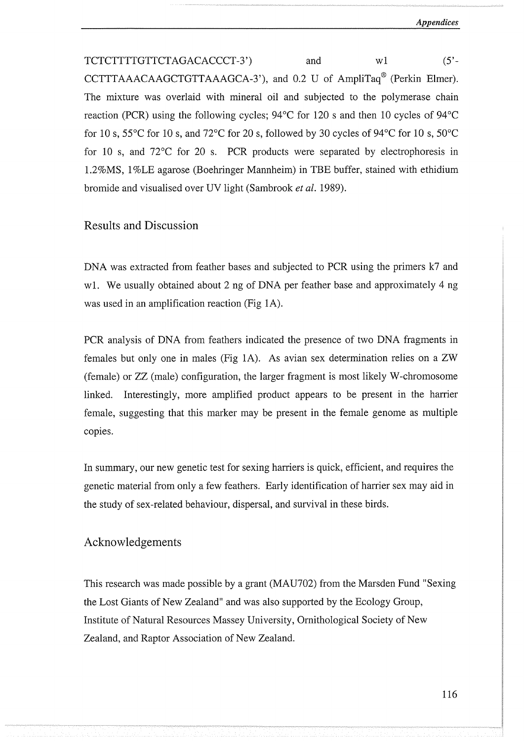TCTCTTTTGTTCTAGACACCCT-3') and w1 (5'-CCTTTAAACAAGCTGTTAAAGCA-3'), and 0.2 U of AmpliTaq® (Perkin Elmer). The mixture was overlaid with mineral oil and subjected to the polymerase chain reaction (PCR) using the following cycles; 94°C for 120 s and then 10 cycles of 94°C for 10 s, 55°C for 10 s, and 72°C for 20 s, followed by 30 cycles of 94°C for 10 s, 50°C for 10 s, and 72°C for 20 s. PCR products were separated by electrophoresis in 1.2%MS, 1%LE agarose (Boehringer Mannheim) in TBE buffer, stained with ethidium bromide and visualised over UV light (Sambrook *et al.* 1989).

## Results and Discussion

DNA was extracted from feather bases and subjected to PCR using the primers k7 and w1. We usually obtained about 2 ng of DNA per feather base and approximately 4 ng was used in an amplification reaction (Fig 1A).

PCR analysis of DNA from feathers indicated the presence of two DNA fragments in females but only one in males (Fig 1A). As avian sex determination relies on a ZW (female) or ZZ (male) configuration, the larger fragment is most likely W-chromosome linked. Interestingly, more amplified product appears to be present in the harrier female, suggesting that this marker may be present in the female genome as multiple copies.

In summary, our new genetic test for sexing harriers is quick, efficient, and requires the genetic material from only a few feathers. Early identification of harrier sex may aid in the study of sex-related behaviour, dispersal, and survival in these birds.

## Acknowledgements

This research was made possible by a grant (MAU702) from the Marsden Fund "Sexing the Lost Giants of New Zealand" and was also supported by the Ecology Group, Institute of Natural Resources Massey University, Ornithological Society of New Zealand, and Raptor Association of New Zealand.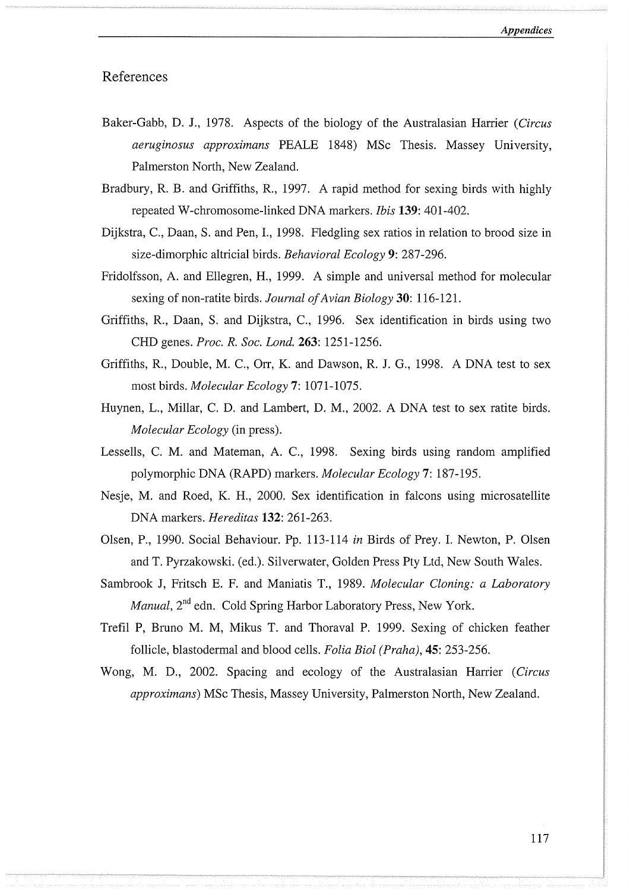## References

Baker-Gabb, D. J., 1978. Aspects of the biology of the Australasian Harrier (*Circus aeruginosus approximans* PEALE 1848) MSc Thesis. Massey University, Palmerston North, New Zealand.

Bradbury, R. B. and Griffiths, R., 1997. A rapid method for sexing birds with highly repeated W-chromosome-linked DNA markers. *Ibis* **139**: 401-402.

Dijkstra, C., Daan, S. and Pen, I., 1998. Fledgling sex ratios in relation to brood size in size-dimorphic altricial birds. *Behavioral Ecology* **9**: 287-296.

Fridolfsson, A. and Ellegren, H., 1999. A simple and universal method for molecular sexing of non-ratite birds. *Journal of Avian Biology* **30**: 116-121.

Griffiths, R., Daan, S. and Dijkstra, C., 1996. Sex identification in birds using two CHD genes. *Proc. R. Soc. Lond.* **263**: 1251-1256.

Griffiths, R., Double, M. C., Orr, K. and Dawson, R. J. G., 1998. A DNA test to sex most birds. *Molecular Ecology* **7**: 1071-1075.

Huynen, L., Millar, C. D. and Lambert, D. M., 2002. A DNA test to sex ratite birds. *Molecular Ecology* (in press).

Lessells, C. M. and Mateman, A. C., 1998. Sexing birds using random amplified polymorphic DNA (RAPD) markers. *Molecular Ecology* **7**: 187-195.

Nesje, M. and Roed, K. H., 2000. Sex identification in falcons using microsatellite DNA markers. *Hereditas* **132**: 261-263.

Olsen, P., 1990. Social Behaviour. Pp. 113-114 *in* Birds of Prey. I. Newton, P. Olsen and T. Pyrzakowski. (ed.). Silverwater, Golden Press Pty Ltd, New South Wales.

Sambrook J, Fritsch E. F. and Maniatis T., 1989. *Molecular Cloning: a Laboratory Manual*, 2nd edn. Cold Spring Harbor Laboratory Press, New York.

Trefil P, Bruno M. M, Mikus T. and Thoraval P. 1999. Sexing of chicken feather follicle, blastodermal and blood cells. *Folia Biol (Praha)*, **45**: 253-256.

Wong, M. D., 2002. Spacing and ecology of the Australasian Harrier (*Circus approximans*) MSc Thesis, Massey University, Palmerston North, New Zealand.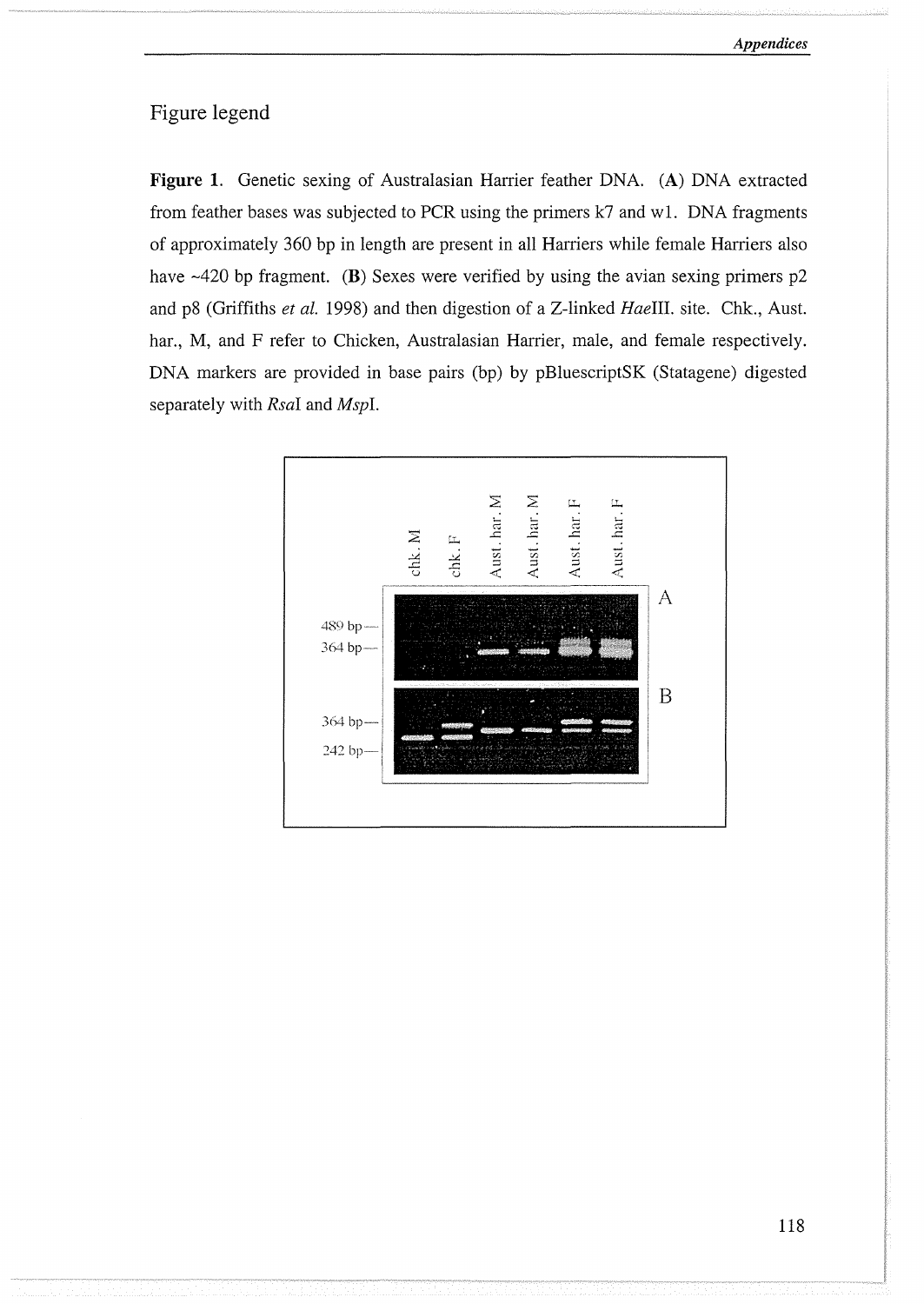## Figure legend

**Figure 1.** Genetic sexing of Australasian Harrier feather DNA. **(A)** DNA extracted from feather bases was subjected to PCR using the primers k7 and w1. DNA fragments of approximately 360 bp in length are present in all Harriers while female Harriers also have ~420 bp fragment. **(B)** Sexes were verified by using the avian sexing primers p2 and p8 (Griffiths *et al.* 1998) and then digestion of a Z-linked *Hae*III. site. Chk., Aust. har., M, and F refer to Chicken, Australasian Harrier, male, and female respectively. DNA markers are provided in base pairs (bp) by pBluescriptSK (Statagene) digested separately with *Rsa*I and *Msp*I.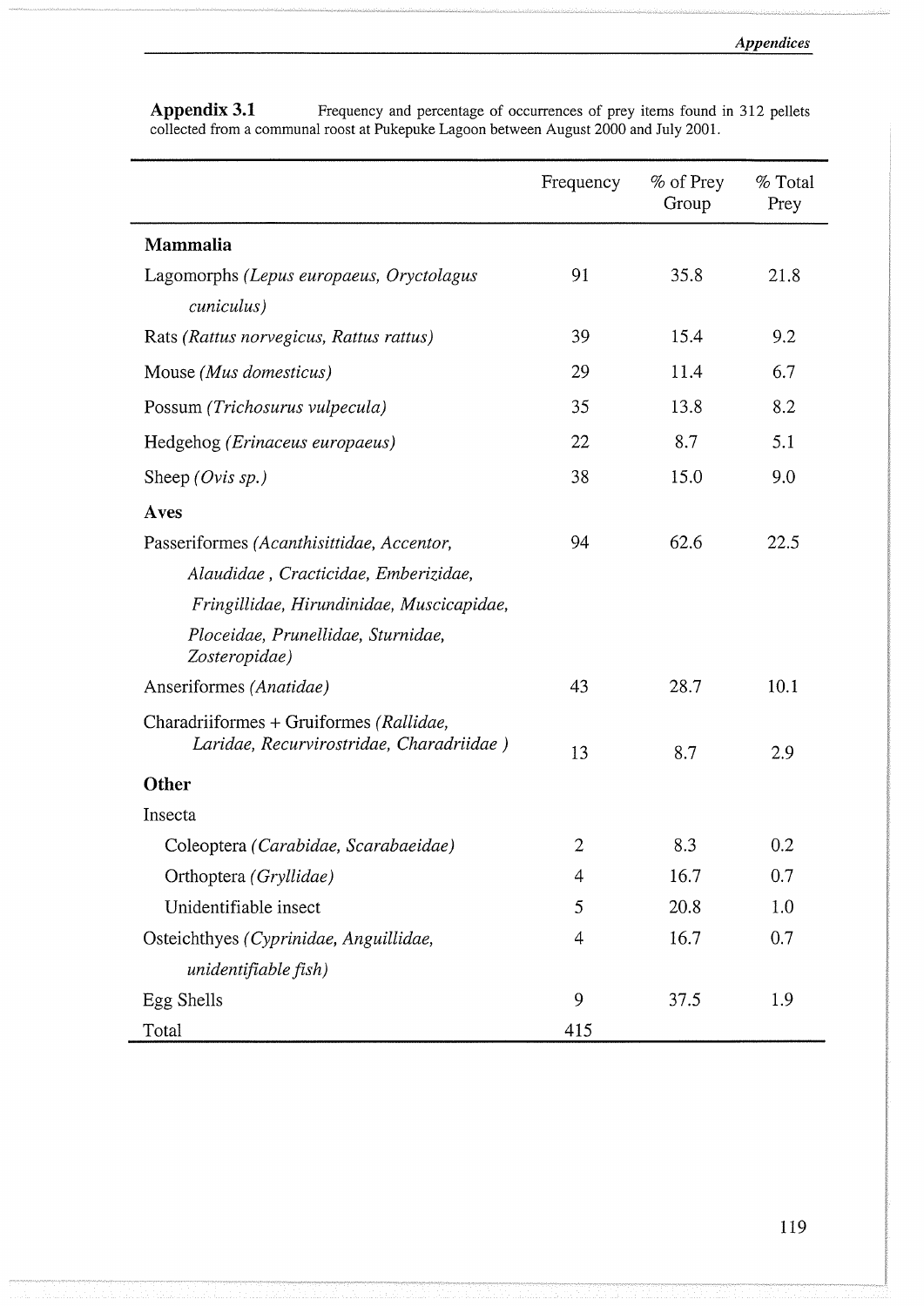**Appendix 3.1** Frequency and percentage of occurrences of prey items found in 312 pellets collected from a communal roost at Pukepuke Lagoon between August 2000 and July 2001.

| | Frequency | % of Prey Group | % Total Prey |
|---|---|---|---|
| **Mammalia** | | | |
| Lagomorphs *(Lepus europaeus, Oryctolagus cuniculus)* | 91 | 35.8 | 21.8 |
| Rats *(Rattus norvegicus, Rattus rattus)* | 39 | 15.4 | 9.2 |
| Mouse *(Mus domesticus)* | 29 | 11.4 | 6.7 |
| Possum *(Trichosurus vulpecula)* | 35 | 13.8 | 8.2 |
| Hedgehog *(Erinaceus europaeus)* | 22 | 8.7 | 5.1 |
| Sheep *(Ovis sp.)* | 38 | 15.0 | 9.0 |
| **Aves** | | | |
| Passeriformes *(Acanthisittidae, Accentor, Alaudidae , Cracticidae, Emberizidae, Fringillidae, Hirundinidae, Muscicapidae, Ploceidae, Prunellidae, Sturnidae, Zosteropidae)* | 94 | 62.6 | 22.5 |
| Anseriformes *(Anatidae)* | 43 | 28.7 | 10.1 |
| Charadriiformes + Gruiformes *(Rallidae, Laridae, Recurvirostridae, Charadriidae )* | 13 | 8.7 | 2.9 |
| **Other** | | | |
| Insecta | | | |
| Coleoptera *(Carabidae, Scarabaeidae)* | 2 | 8.3 | 0.2 |
| Orthoptera *(Gryllidae)* | 4 | 16.7 | 0.7 |
| Unidentifiable insect | 5 | 20.8 | 1.0 |
| Osteichthyes *(Cyprinidae, Anguillidae, unidentifiable fish)* | 4 | 16.7 | 0.7 |
| Egg Shells | 9 | 37.5 | 1.9 |
| Total | 415 | | |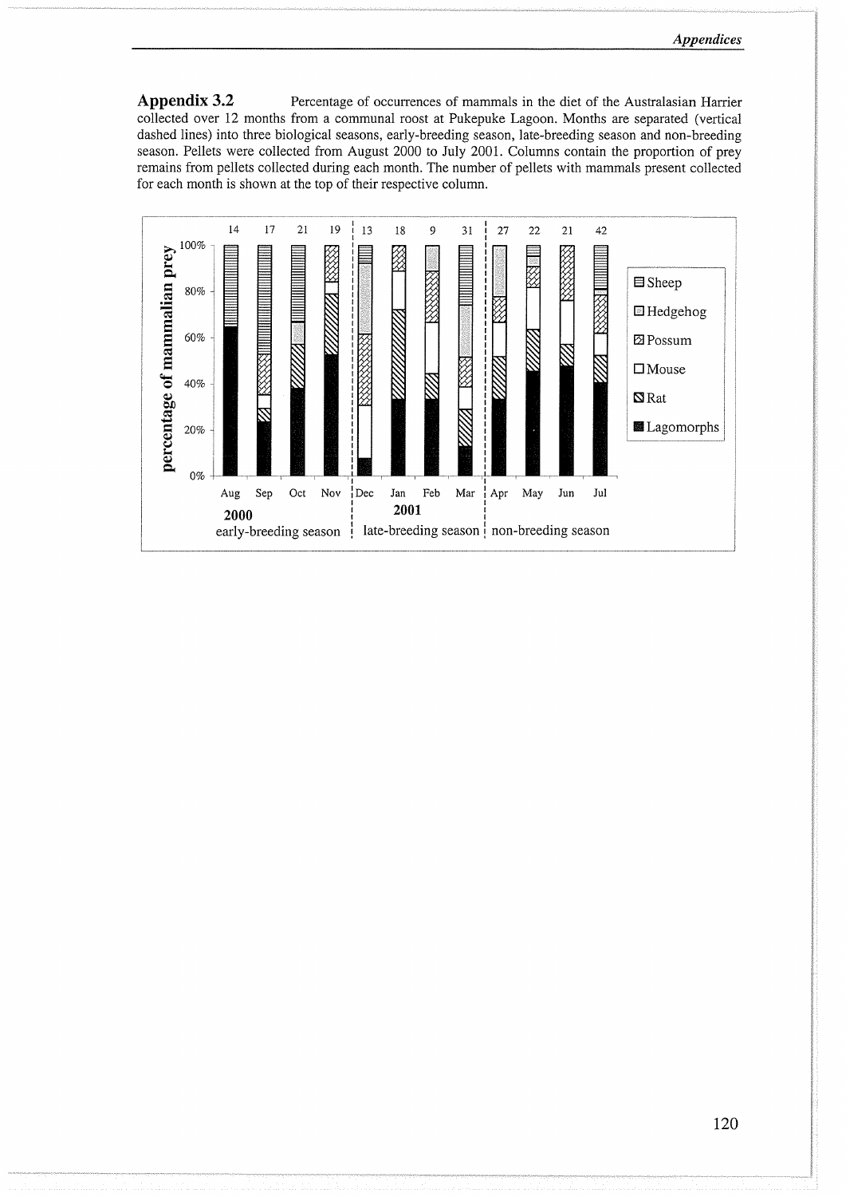**Appendix 3.2** Percentage of occurrences of mammals in the diet of the Australasian Harrier collected over 12 months from a communal roost at Pukepuke Lagoon. Months are separated (vertical dashed lines) into three biological seasons, early-breeding season, late-breeding season and non-breeding season. Pellets were collected from August 2000 to July 2001. Columns contain the proportion of prey remains from pellets collected during each month. The number of pellets with mammals present collected for each month is shown at the top of their respective column.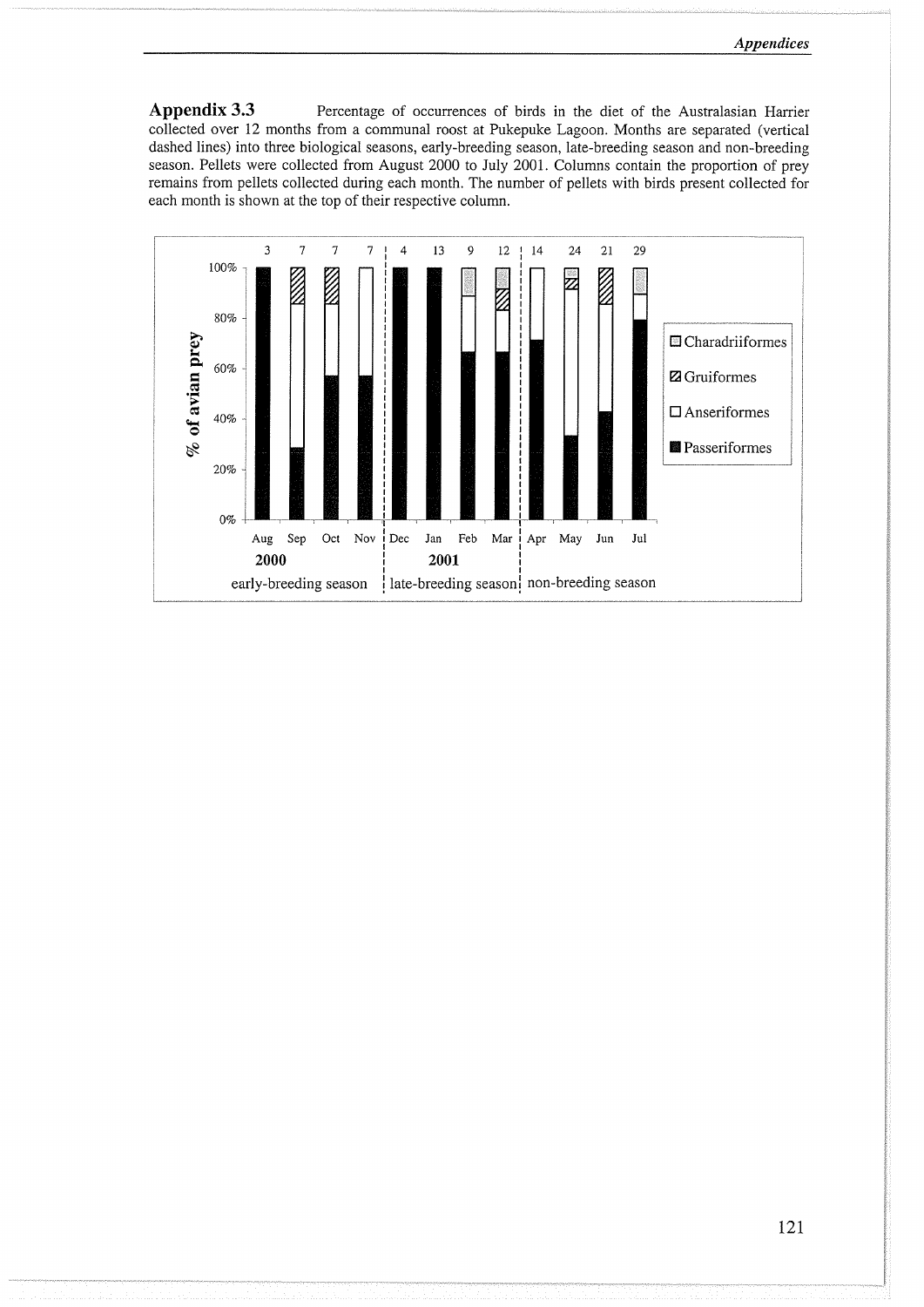**Appendix 3.3** Percentage of occurrences of birds in the diet of the Australasian Harrier collected over 12 months from a communal roost at Pukepuke Lagoon. Months are separated (vertical dashed lines) into three biological seasons, early-breeding season, late-breeding season and non-breeding season. Pellets were collected from August 2000 to July 2001. Columns contain the proportion of prey remains from pellets collected during each month. The number of pellets with birds present collected for each month is shown at the top of their respective column.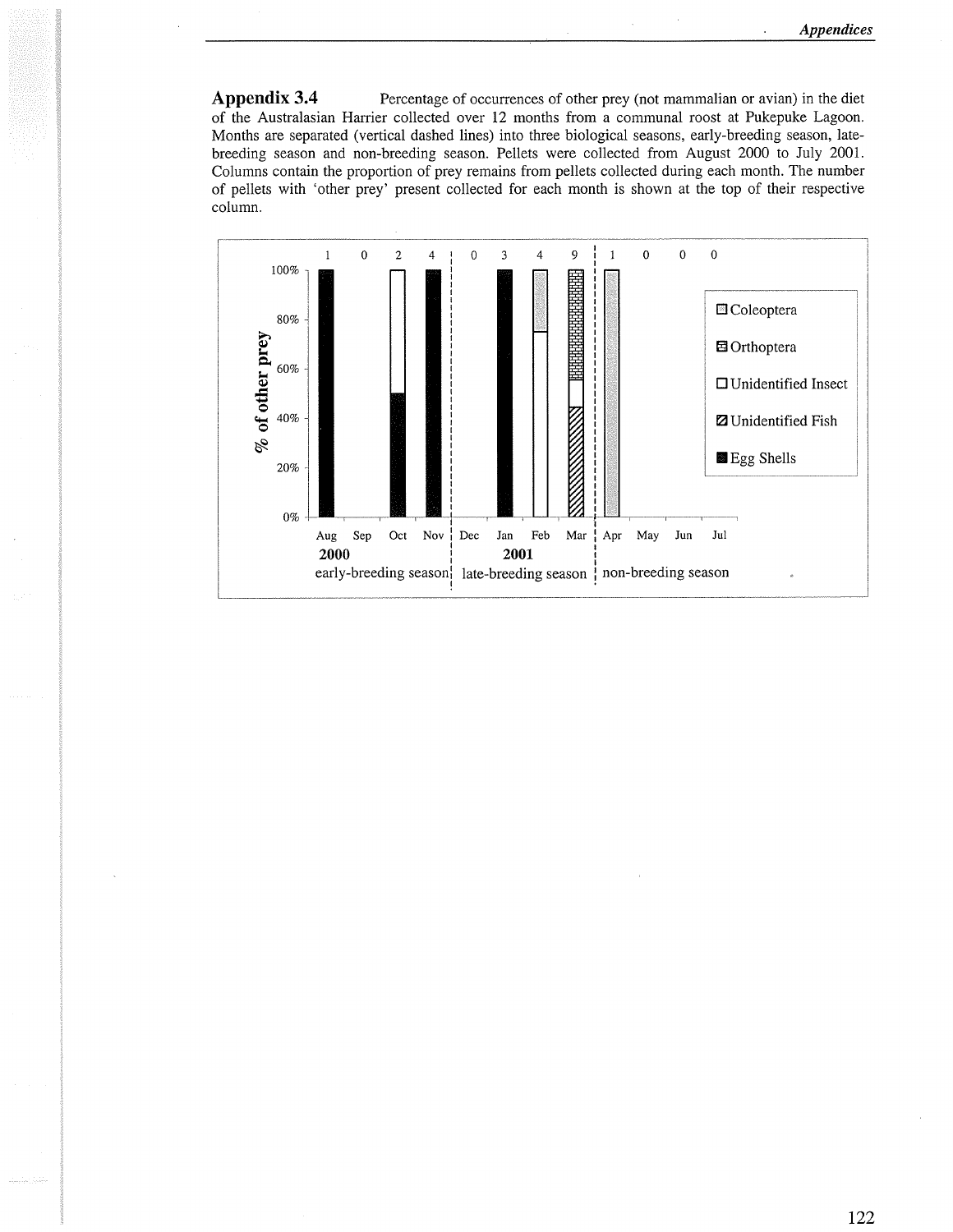**Appendix 3.4** Percentage of occurrences of other prey (not mammalian or avian) in the diet of the Australasian Harrier collected over 12 months from a communal roost at Pukepuke Lagoon. Months are separated (vertical dashed lines) into three biological seasons, early-breeding season, late-breeding season and non-breeding season. Pellets were collected from August 2000 to July 2001. Columns contain the proportion of prey remains from pellets collected during each month. The number of pellets with 'other prey' present collected for each month is shown at the top of their respective column.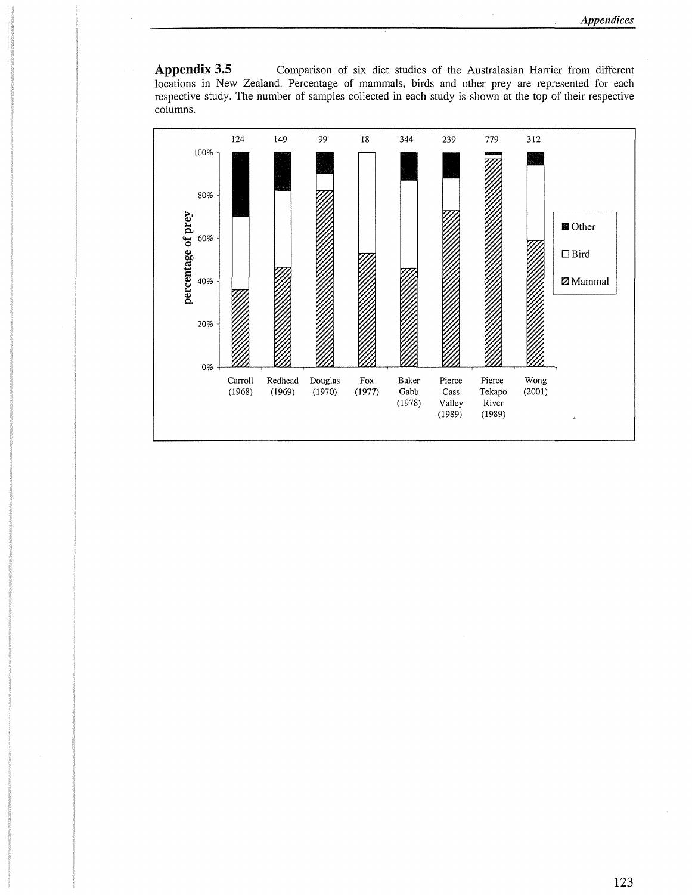**Appendix 3.5** Comparison of six diet studies of the Australasian Harrier from different locations in New Zealand. Percentage of mammals, birds and other prey are represented for each respective study. The number of samples collected in each study is shown at the top of their respective columns.

| Study | Carroll (1968) | Redhead (1969) | Douglas (1970) | Fox (1977) | Baker Gabb (1978) | Pierce Cass Valley (1989) | Pierce Tekapo River (1989) | Wong (2001) |
|---|---|---|---|---|---|---|---|---|
| Number of samples | 124 | 149 | 99 | 18 | 344 | 239 | 779 | 312 |

Y-axis: percentage of prey (0%–100%)

Legend: Other; Bird; Mammal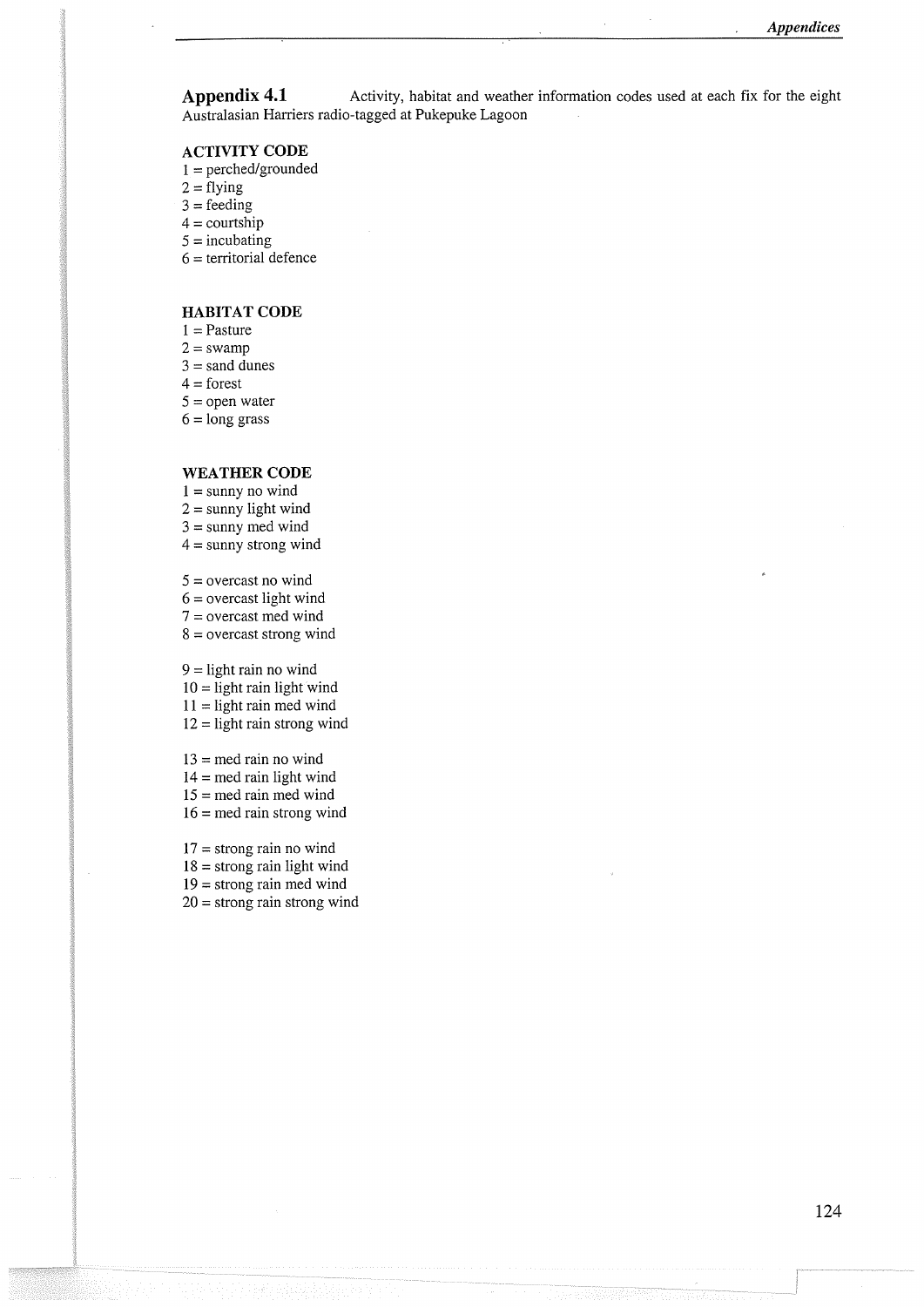**Appendix 4.1** Activity, habitat and weather information codes used at each fix for the eight Australasian Harriers radio-tagged at Pukepuke Lagoon

**ACTIVITY CODE**

1 = perched/grounded
2 = flying
3 = feeding
4 = courtship
5 = incubating
6 = territorial defence

**HABITAT CODE**

1 = Pasture
2 = swamp
3 = sand dunes
4 = forest
5 = open water
6 = long grass

**WEATHER CODE**

1 = sunny no wind
2 = sunny light wind
3 = sunny med wind
4 = sunny strong wind

5 = overcast no wind
6 = overcast light wind
7 = overcast med wind
8 = overcast strong wind

9 = light rain no wind
10 = light rain light wind
11 = light rain med wind
12 = light rain strong wind

13 = med rain no wind
14 = med rain light wind
15 = med rain med wind
16 = med rain strong wind

17 = strong rain no wind
18 = strong rain light wind
19 = strong rain med wind
20 = strong rain strong wind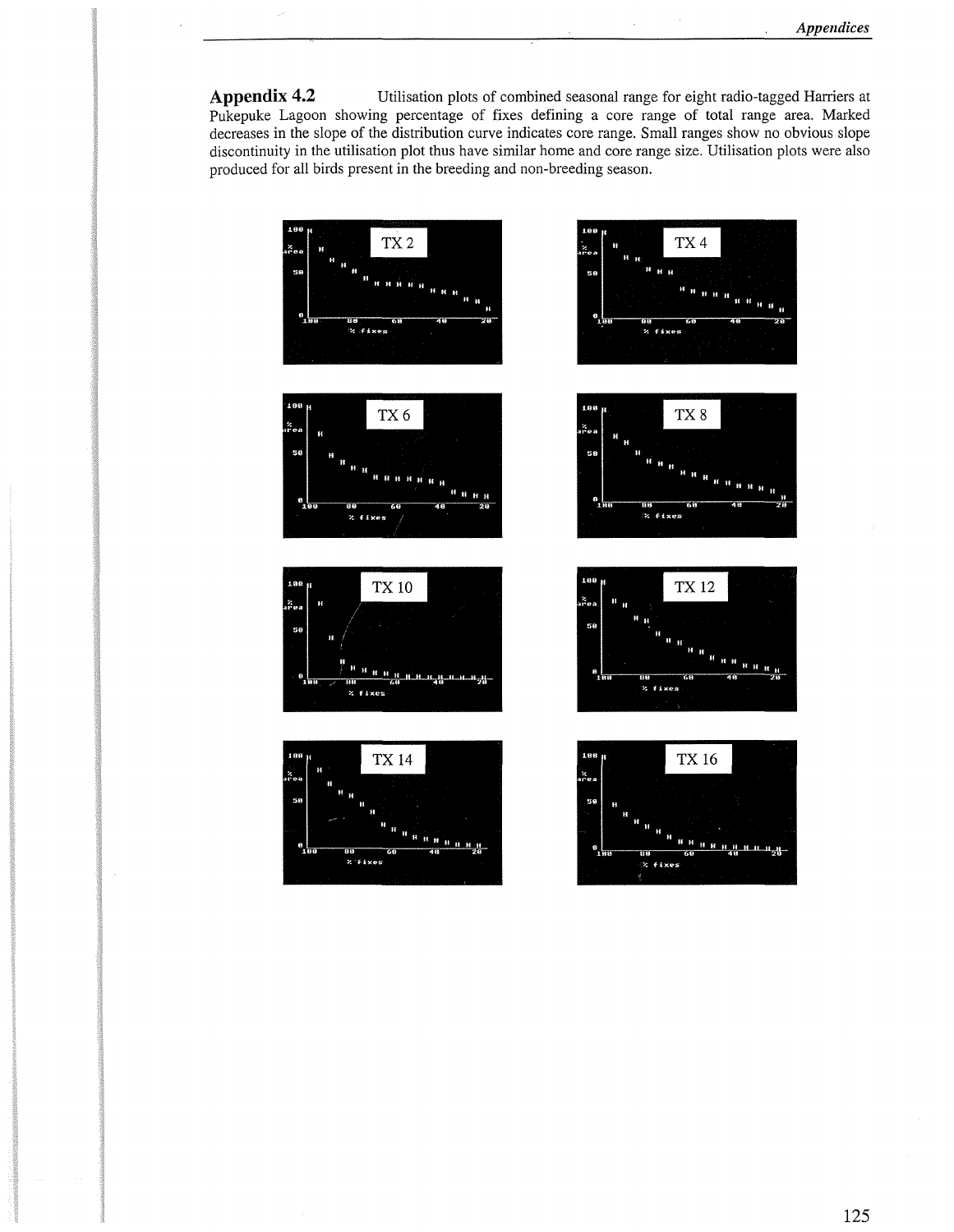**Appendix 4.2** Utilisation plots of combined seasonal range for eight radio-tagged Harriers at Pukepuke Lagoon showing percentage of fixes defining a core range of total range area. Marked decreases in the slope of the distribution curve indicates core range. Small ranges show no obvious slope discontinuity in the utilisation plot thus have similar home and core range size. Utilisation plots were also produced for all birds present in the breeding and non-breeding season.

TX 2
100
% area
50
0
100 80 60 40 20
% fixes

TX 4
100
% area
50
0
100 80 60 40 20
% fixes

TX 6
100
% area
50
0
100 80 60 40 20
% fixes

TX 8
100
% area
50
0
100 80 60 40 20
% fixes

TX 10
100
% area
50
0
100 80 60 40 20
% fixes

TX 12
100
% area
50
0
100 80 60 40 20
% fixes

TX 14
100
% area
50
0
100 80 60 40 20
% fixes

TX 16
100
% area
50
0
100 80 60 40 20
% fixes